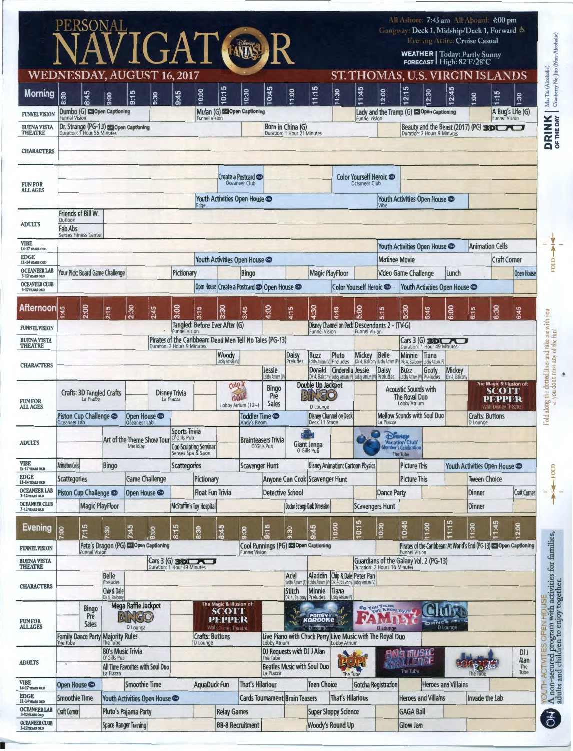# PERSONAL NAVIGATOR — Disney Fantasy

## WEDNESDAY, AUGUST 16, 2017

## ST. THOMAS, U.S. VIRGIN ISLANDS

All Ashore: 7:45 am  All Aboard: 4:00 pm
Gangway: Deck 1, Midship/Deck 1, Forward
Evening Attire: Cruise Casual

**WEATHER FORECAST** | Today: Partly Sunny | High: 82°F/28°C

**DRINK OF THE DAY** | Mai Tai (Alcoholic) | Cranberry No-Jito (Non-Alcoholic)

### Morning

| Venue | Schedule |
|---|---|
| FUNNEL VISION | 8:30 Dumbo (G) Open Captioning, Funnel Vision; 10:00 Mulan (G) Open Captioning, Funnel Vision; 11:45 Lady and the Tramp (G) Open Captioning, Funnel Vision; 1:15 A Bug's Life (G), Funnel Vision |
| BUENA VISTA THEATRE | 8:30 Dr. Strange (PG-13) Open Captioning, Duration: 1 Hour 55 Minutes; 10:45 Born in China (G), Duration: 1 Hour 21 Minutes; 12:15 Beauty and the Beast (2017) (PG) 3D, Duration: 2 Hours 9 Minutes |
| CHARACTERS | |
| FUN FOR ALL AGES | 10:15 Create a Postcard, Oceaneer Club; 11:30 Color Yourself Heroic, Oceaneer Club; 10:00 Youth Activities Open House, Edge; 12:00 Youth Activities Open House, Vibe |
| ADULTS | 8:30 Friends of Bill W., Outlook; 8:30 Fab Abs, Senses Fitness Center |
| VIBE 14-17 years old | 12:00 Youth Activities Open House; 1:00 Animation Cells |
| EDGE 11-14 years old | 10:00 Youth Activities Open House; 12:00 Matinee Movie; 1:15 Craft Corner |
| OCEANEER LAB 3-12 years old | 8:30 Your Pick: Board Game Challenge; 9:45 Pictionary; 10:30 Bingo; 11:15 Magic PlayFloor; 12:00 Video Game Challenge; 12:45 Lunch; 1:30 Open House |
| OCEANEER CLUB 3-12 years old | 10:00 Open House; 10:15 Create a Postcard; 10:45 Open House; 11:30 Color Yourself Heroic; 12:15 Youth Activities Open House |

### Afternoon

| Venue | Schedule |
|---|---|
| FUNNEL VISION | 3:15 Tangled: Before Ever After (G), Funnel Vision; 4:30 Disney Channel on Deck, Funnel Vision; 5:00 Descendants 2 - (TV-G), Funnel Vision |
| BUENA VISTA THEATRE | 2:45 Pirates of the Caribbean: Dead Men Tell No Tales (PG-13), Duration: 2 Hours 9 Minutes; 5:30 Cars 3 (G) 3D, Duration: 1 Hour 49 Minutes |
| CHARACTERS | 3:30 Woody, Lobby Atrium (V); 4:00 Jessie, Lobby Atrium (V); 4:15 Daisy, Preludes; 4:30 Buzz, Lobby Atrium (V); 4:30 Donald, Dk 4, Balcony; 4:45 Pluto, Preludes; 4:45 Cinderella, Lobby Atrium (P); 5:00 Mickey, Dk 4, Balcony; 5:00 Jessie, Lobby Atrium (V); 5:15 Belle, Lobby Atrium (P); 5:15 Daisy, Preludes; 5:30 Minnie, Dk 4, Balcony; 5:30 Buzz, Lobby Atrium (V); 5:45 Tiana, Lobby Atrium (P); 5:45 Goofy, Preludes; 6:00 Mickey, Dk 4, Balcony |
| FUN FOR ALL AGES | 1:45 Crafts: 3D Tangled Crafts, La Piazza; 2:45 Disney Trivia, La Piazza; 3:30 Chip It Golf, Lobby Atrium (12+); 4:00 Bingo Pre Sales; 4:30 Double Up Jackpot Bingo, D Lounge; 5:15 Acoustic Sounds with The Royal Duo, Lobby Atrium; 6:15 The Magic & Illusion of: Scott Pepper, Walt Disney Theatre; 1:45 Piston Cup Challenge, Oceaneer Lab; 2:30 Open House, Oceaneer Lab; 3:45 Toddler Time, Andy's Room; 4:30 Disney Channel on Deck, Deck 11 Stage; 5:15 Mellow Sounds with Soul Duo, La Piazza; 6:15 Crafts: Buttons, D Lounge |
| ADULTS | 2:15 Art of the Theme Show Tour, Meridian; 3:00 Sports Trivia, O'Gills Pub; 3:00 CoolSculpting Seminar, Senses Spa & Salon; 3:45 Brainteasers Trivia, O'Gills Pub; 4:30 Giant Jenga, O'Gills Pub; 5:15 Disney Vacation Club Member's Celebration, The Tube |
| VIBE 14-17 years old | 1:45 Animation Cels; 2:15 Bingo; 3:00 Scattegories; 3:45 Scavenger Hunt; 4:30 Disney Animation: Cartoon Physics; 5:30 Picture This; 6:00 Youth Activities Open House |
| EDGE 11-14 years old | 1:45 Scattegories; 2:30 Game Challenge; 3:15 Pictionary; 4:00 Anyone Can Cook; 4:30 Scavenger Hunt; 5:30 Picture This; 6:15 Tween Choice |
| OCEANEER LAB 3-12 years old | 1:45 Piston Cup Challenge; 2:30 Open House; 3:15 Float Fun Trivia; 4:00 Detective School; 5:15 Dance Party; 6:15 Dinner; 6:45 Craft Corner |
| OCEANEER CLUB 3-12 years old | 2:00 Magic PlayFloor; 3:00 McStuffin's Toy Hospital; 4:15 Doctor Strange Dark Dimension; 5:00 Scavengers Hunt; 6:15 Dinner |

### Evening

| Venue | Schedule |
|---|---|
| FUNNEL VISION | 7:15 Pete's Dragon (PG) Open Captioning, Funnel Vision; 9:00 Cool Runnings (PG) Open Captioning, Funnel Vision; 10:45 Pirates of the Caribbean: At World's End (PG-13) Open Captioning, Funnel Vision |
| BUENA VISTA THEATRE | 7:45 Cars 3 (G) 3D, Duration: 1 Hour 49 Minutes; 10:15 Guardians of the Galaxy Vol. 2 (PG-13), Duration: 2 Hours 16 Minutes |
| CHARACTERS | 7:30 Belle, Preludes; 7:30 Chip & Dale, Dk 4, Balcony; 9:30 Ariel, Lobby Atrium (P); 9:30 Stitch, Dk 4, Balcony; 9:45 Aladdin, Lobby Atrium (V); 9:45 Minnie, Preludes; 10:00 Chip & Dale, Dk 4, Balcony; 10:00 Tiana, Lobby Atrium (P); 10:15 Peter Pan, Lobby Atrium (V) |
| FUN FOR ALL AGES | 7:15 Bingo Pre Sales; 7:30 Mega Raffle Jackpot Bingo, D Lounge; 8:45 The Magic & Illusion of: Scott Pepper, Walt Disney Theatre; 9:30 Family Karaoke, D Lounge; 10:15 So You Think You Know Your Family?, D Lounge; 11:00 Club Dance Party, D Lounge; 7:00 Family Dance Party, The Tube; 7:30 Majority Rules, The Tube; 8:15 Crafts: Buttons, D Lounge; 9:15 Live Piano with Chuck Perry, Lobby Atrium; 9:45 Live Music with The Royal Duo, Lobby Atrium |
| ADULTS | 7:30 80's Music Trivia, O'Gills Pub; 7:30 All Time Favorites with Soul Duo, La Piazza; 9:15 DJ Requests with DJ J Alan, The Tube; 9:15 Beatles Music with Soul Duo, La Piazza; 10:00 Pop!, The Tube; 10:45 80's Music Challenge, The Tube; 11:15 Rock, The Tube; 12:00 DJ J Alan, The Tube |
| VIBE 14-17 years old | 7:00 Open House; 7:45 Smoothie Time; 8:30 AquaDuck Fun; 9:00 That's Hilarious; 9:45 Teen Choice; 10:15 Gotcha Registration; 11:00 Heroes and Villains |
| EDGE 11-14 years old | 7:00 Smoothie Time; 7:30 Youth Activities Open House; 9:00 Cards Tournament; 9:30 Brain Teasers; 10:00 That's Hilarious; 10:45 Heroes and Villains; 11:30 Invade the Lab |
| OCEANEER LAB 3-12 years old | 7:00 Craft Corner; 7:30 Pluto's Pajama Party; 8:45 Relay Games; 9:45 Super Sloppy Science; 10:45 GAGA Ball |
| OCEANEER CLUB 3-12 years old | 7:30 Space Ranger Training; 8:45 BB-8 Recruitment; 9:45 Woody's Round Up; 10:45 Glow Jam |

Fold along the dotted lines and take me with you so you don't miss any of the fun!

**YOUTH ACTIVITIES OPEN HOUSE** — A non-secured program with activities for families, adults and children to enjoy together.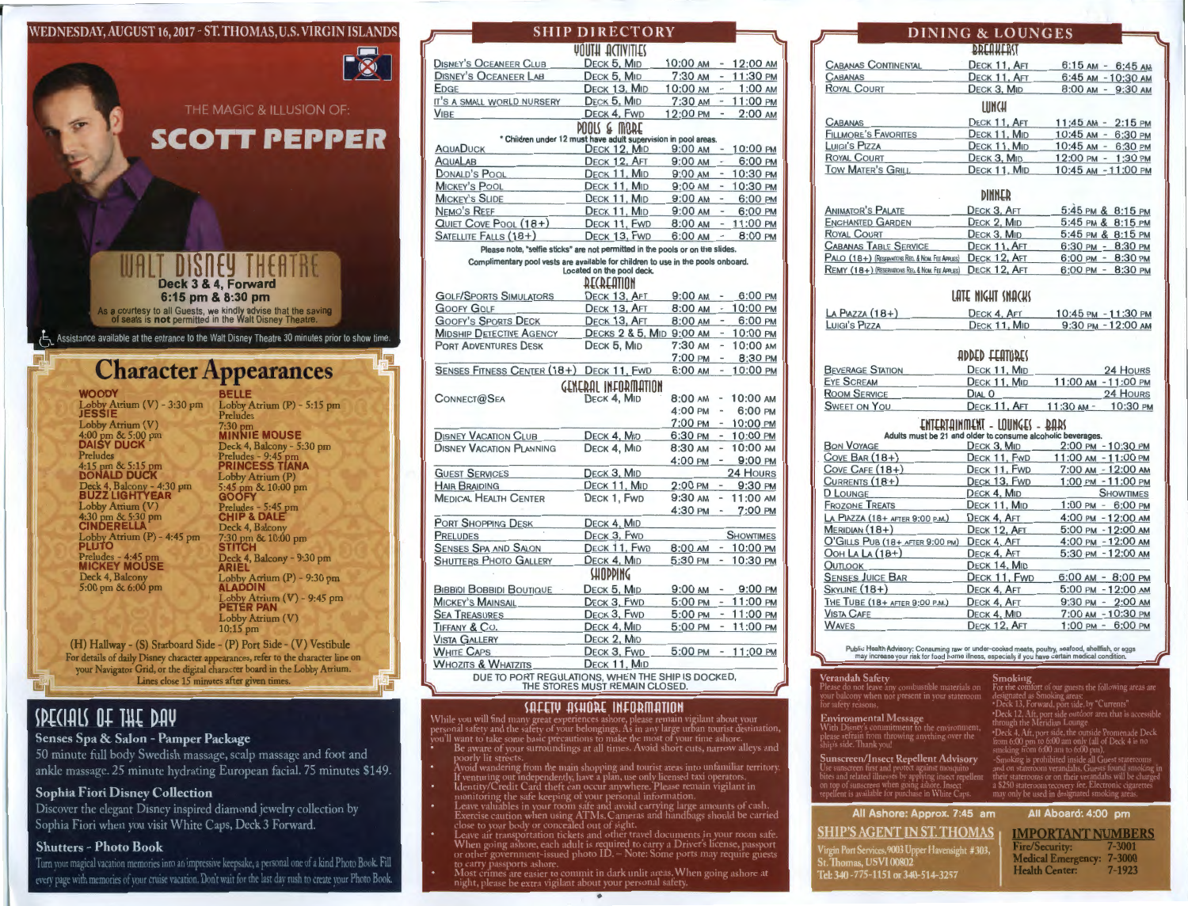WEDNESDAY, AUGUST 16, 2017 - ST. THOMAS, U.S. VIRGIN ISLANDS

THE MAGIC & ILLUSION OF:

# SCOTT PEPPER

## WALT DISNEY THEATRE

**Deck 3 & 4, Forward**
**6:15 pm & 8:30 pm**

As a courtesy to all Guests, we kindly advise that the saving of seats is **not** permitted in the Walt Disney Theatre.

Assistance available at the entrance to the Walt Disney Theatre 30 minutes prior to show time.

## Character Appearances

**WOODY**
Lobby Atrium (V) - 3:30 pm
**JESSIE**
Lobby Atrium (V)
4:00 pm & 5:00 pm
**DAISY DUCK**
Preludes
4:15 pm & 5:15 pm
**DONALD DUCK**
Deck 4, Balcony - 4:30 pm
**BUZZ LIGHTYEAR**
Lobby Atrium (V)
4:30 pm & 5:30 pm
**CINDERELLA**
Lobby Atrium (P) - 4:45 pm
**PLUTO**
Preludes - 4:45 pm
**MICKEY MOUSE**
Deck 4, Balcony
5:00 pm & 6:00 pm

**BELLE**
Lobby Atrium (P) - 5:15 pm
Preludes
7:30 pm
**MINNIE MOUSE**
Deck 4, Balcony - 5:30 pm
Preludes - 9:45 pm
**PRINCESS TIANA**
Lobby Atrium (P)
5:45 pm & 10:00 pm
**GOOFY**
Preludes - 5:45 pm
**CHIP & DALE**
Deck 4, Balcony
7:30 pm & 10:00 pm
**STITCH**
Deck 4, Balcony - 9:30 pm
**ARIEL**
Lobby Atrium (P) - 9:30 pm
**ALADDIN**
Lobby Atrium (V) - 9:45 pm
**PETER PAN**
Lobby Atrium (V)
10:15 pm

(H) Hallway - (S) Starboard Side - (P) Port Side - (V) Vestibule
For details of daily Disney character appearances, refer to the character line on your Navigator Grid, or the digital character board in the Lobby Atrium.
Lines close 15 minutes after given times.

## SPECIALS OF THE DAY

**Senses Spa & Salon - Pamper Package**
50 minute full body Swedish massage, scalp massage and foot and ankle massage. 25 minute hydrating European facial. 75 minutes $149.

**Sophia Fiori Disney Collection**
Discover the elegant Disney inspired diamond jewelry collection by Sophia Fiori when you visit White Caps, Deck 3 Forward.

**Shutters - Photo Book**
Turn your magical vacation memories into an impressive keepsake, a personal one of a kind Photo Book. Fill every page with memories of your cruise vacation. Don't wait for the last day rush to create your Photo Book.

## SHIP DIRECTORY

### YOUTH ACTIVITIES

| | | |
|---|---|---|
| Disney's Oceaneer Club | Deck 5, Mid | 10:00 am - 12:00 am |
| Disney's Oceaneer Lab | Deck 5, Mid | 7:30 am - 11:30 pm |
| Edge | Deck 13, Mid | 10:00 am - 1:00 am |
| It's a Small World Nursery | Deck 5, Mid | 7:30 am - 11:00 pm |
| Vibe | Deck 4, Fwd | 12:00 pm - 2:00 am |

### POOLS & MORE

* Children under 12 must have adult supervision in pool areas.

| | | |
|---|---|---|
| AquaDuck | Deck 12, Mid | 9:00 am - 10:00 pm |
| AquaLab | Deck 12, Aft | 9:00 am - 6:00 pm |
| Donald's Pool | Deck 11, Mid | 9:00 am - 10:30 pm |
| Mickey's Pool | Deck 11, Mid | 9:00 am - 10:30 pm |
| Mickey's Slide | Deck 11, Mid | 9:00 am - 6:00 pm |
| Nemo's Reef | Deck 11, Mid | 9:00 am - 6:00 pm |
| Quiet Cove Pool (18+) | Deck 11, Fwd | 8:00 am - 11:00 pm |
| Satellite Falls (18+) | Deck 13, Fwd | 6:00 am - 8:00 pm |

Please note, "selfie sticks" are not permitted in the pools or on the slides.
Complimentary pool vests are available for children to use in the pools onboard. Located on the pool deck.

### RECREATION

| | | |
|---|---|---|
| Golf/Sports Simulators | Deck 13, Aft | 9:00 am - 6:00 pm |
| Goofy Golf | Deck 13, Aft | 8:00 am - 10:00 pm |
| Goofy's Sports Deck | Deck 13, Aft | 8:00 am - 6:00 pm |
| Midship Detective Agency | Decks 2 & 5, Mid | 9:00 am - 10:00 pm |
| Port Adventures Desk | Deck 5, Mid | 7:30 am - 10:00 am; 7:00 pm - 8:30 pm |
| Senses Fitness Center (18+) | Deck 11, Fwd | 6:00 am - 10:00 pm |

### GENERAL INFORMATION

| | | |
|---|---|---|
| Connect@Sea | Deck 4, Mid | 8:00 am - 10:00 am; 4:00 pm - 6:00 pm; 7:00 pm - 10:00 pm |
| Disney Vacation Club | Deck 4, Mid | 6:30 pm - 10:00 pm |
| Disney Vacation Planning | Deck 4, Mid | 8:30 am - 10:00 am; 4:00 pm - 9:00 pm |
| Guest Services | Deck 3, Mid | 24 Hours |
| Hair Braiding | Deck 11, Mid | 2:00 pm - 9:30 pm |
| Medical Health Center | Deck 1, Fwd | 9:30 am - 11:00 am; 4:30 pm - 7:00 pm |
| Port Shopping Desk | Deck 4, Mid | |
| Preludes | Deck 3, Fwd | Showtimes |
| Senses Spa and Salon | Deck 11, Fwd | 8:00 am - 10:00 pm |
| Shutters Photo Gallery | Deck 4, Mid | 5:30 pm - 10:30 pm |

### SHOPPING

| | | |
|---|---|---|
| Bibbidi Bobbidi Boutique | Deck 5, Mid | 9:00 am - 9:00 pm |
| Mickey's Mainsail | Deck 3, Fwd | 5:00 pm - 11:00 pm |
| Sea Treasures | Deck 3, Fwd | 5:00 pm - 11:00 pm |
| Tiffany & Co. | Deck 4, Mid | 5:00 pm - 11:00 pm |
| Vista Gallery | Deck 2, Mid | |
| White Caps | Deck 3, Fwd | 5:00 pm - 11:00 pm |
| Whozits & Whatzits | Deck 11, Mid | |

DUE TO PORT REGULATIONS, WHEN THE SHIP IS DOCKED, THE STORES MUST REMAIN CLOSED.

## SAFETY ASHORE INFORMATION

While you will find many great experiences ashore, please remain vigilant about your personal safety and the safety of your belongings. As in any large urban tourist destination, you'll want to take some basic precautions to make the most of your time ashore.

- Be aware of your surroundings at all times. Avoid short cuts, narrow alleys and poorly lit streets.
- Avoid wandering from the main shopping and tourist areas into unfamiliar territory. If venturing out independently, have a plan, use only licensed taxi operators.
- Identity/Credit Card theft can occur anywhere. Please remain vigilant in monitoring the safe keeping of your personal information.
- Leave valuables in your room safe and avoid carrying large amounts of cash. Exercise caution when using ATMs. Cameras and handbags should be carried close to your body or concealed out of sight.
- Leave air transportation tickets and other travel documents in your room safe. When going ashore, each adult is required to carry a Driver's license, passport or other government-issued photo ID. – Note: Some ports may require guests to carry passports ashore.
- Most crimes are easier to commit in dark unlit areas. When going ashore at night, please be extra vigilant about your personal safety.

## DINING & LOUNGES

### BREAKFAST

| | | |
|---|---|---|
| Cabanas Continental | Deck 11, Aft | 6:15 am - 6:45 am |
| Cabanas | Deck 11, Aft | 6:45 am - 10:30 am |
| Royal Court | Deck 3, Mid | 8:00 am - 9:30 am |

### LUNCH

| | | |
|---|---|---|
| Cabanas | Deck 11, Aft | 11:45 am - 2:15 pm |
| Fillmore's Favorites | Deck 11, Mid | 10:45 am - 6:30 pm |
| Luigi's Pizza | Deck 11, Mid | 10:45 am - 6:30 pm |
| Royal Court | Deck 3, Mid | 12:00 pm - 1:30 pm |
| Tow Mater's Grill | Deck 11, Mid | 10:45 am - 11:00 pm |

### DINNER

| | | |
|---|---|---|
| Animator's Palate | Deck 3, Aft | 5:45 pm & 8:15 pm |
| Enchanted Garden | Deck 2, Mid | 5:45 pm & 8:15 pm |
| Royal Court | Deck 3, Mid | 5:45 pm & 8:15 pm |
| Cabanas Table Service | Deck 11, Aft | 6:30 pm - 8:30 pm |
| Palo (18+) (Reservations Req. & Nom. Fee Applies) | Deck 12, Aft | 6:00 pm - 8:30 pm |
| Remy (18+) (Reservations Req. & Nom. Fee Applies) | Deck 12, Aft | 6:00 pm - 8:30 pm |

### LATE NIGHT SNACKS

| | | |
|---|---|---|
| La Piazza (18+) | Deck 4, Aft | 10:45 pm - 11:30 pm |
| Luigi's Pizza | Deck 11, Mid | 9:30 pm - 12:00 am |

### ADDED FEATURES

| | | |
|---|---|---|
| Beverage Station | Deck 11, Mid | 24 Hours |
| Eye Scream | Deck 11, Mid | 11:00 am - 11:00 pm |
| Room Service | Dial 0 | 24 Hours |
| Sweet on You | Deck 11, Aft | 11:30 am - 10:30 pm |

### ENTERTAINMENT - LOUNGES - BARS

Adults must be 21 and older to consume alcoholic beverages.

| | | |
|---|---|---|
| Bon Voyage | Deck 3, Mid | 2:00 pm - 10:30 pm |
| Cove Bar (18+) | Deck 11, Fwd | 11:00 am - 11:00 pm |
| Cove Cafe (18+) | Deck 11, Fwd | 7:00 am - 12:00 am |
| Currents (18+) | Deck 13, Fwd | 1:00 pm - 11:00 pm |
| D Lounge | Deck 4, Mid | Showtimes |
| Frozone Treats | Deck 11, Mid | 1:00 pm - 6:00 pm |
| La Piazza (18+ after 9:00 p.m.) | Deck 4, Aft | 4:00 pm - 12:00 am |
| Meridian (18+) | Deck 12, Aft | 5:00 pm - 12:00 am |
| O'Gills Pub (18+ after 9:00 pm) | Deck 4, Aft | 4:00 pm - 12:00 am |
| Ooh La La (18+) | Deck 4, Aft | 5:30 pm - 12:00 am |
| Outlook | Deck 14, Mid | |
| Senses Juice Bar | Deck 11, Fwd | 6:00 am - 8:00 pm |
| Skyline (18+) | Deck 4, Aft | 5:00 pm - 12:00 am |
| The Tube (18+ after 9:00 p.m.) | Deck 4, Aft | 9:30 pm - 2:00 am |
| Vista Cafe | Deck 4, Mid | 7:00 am - 10:30 pm |
| Waves | Deck 12, Aft | 1:00 pm - 6:00 pm |

Public Health Advisory: Consuming raw or under-cooked meats, poultry, seafood, shellfish, or eggs may increase your risk for food borne illness, especially if you have certain medical condition.

**Verandah Safety**
Please do not leave any combustible materials on your balcony when not present in your stateroom for safety reasons.

**Environmental Message**
With Disney's commitment to the environment, please refrain from throwing anything over the ship's side. Thank you!

**Sunscreen/Insect Repellent Advisory**
Use sunscreen first and protect against mosquito bites and related illnesses by applying insect repellent on top of sunscreen when going ashore. Insect repellent is available for purchase in White Caps.

**Smoking**
For the comfort of our guests the following areas are designated as Smoking areas:
-Deck 13, Forward, port side, by "Currents"
-Deck 12, Aft, port side outdoor area that is accessible through the Meridian Lounge
-Deck 4, Aft, port side, the outside Promenade Deck from 6:00 pm to 6:00 am only (all of Deck 4 is no smoking from 6:00 am to 6:00 pm).
-Smoking is prohibited inside all Guest staterooms and on stateroom verandahs. Guests found smoking in their staterooms or on their verandahs will be charged a $250 stateroom recovery fee. Electronic cigarettes may only be used in designated smoking areas.

**All Ashore: Approx. 7:45 am** — **All Aboard: 4:00 pm**

**SHIP'S AGENT IN ST. THOMAS**
Virgin Port Services, 9003 Upper Havensight #303, St. Thomas, USVI 00802
Tel: 340-775-1151 or 340-514-3257

**IMPORTANT NUMBERS**

| | |
|---|---|
| Fire/Security: | 7-3001 |
| Medical Emergency: | 7-3000 |
| Health Center: | 7-1923 |